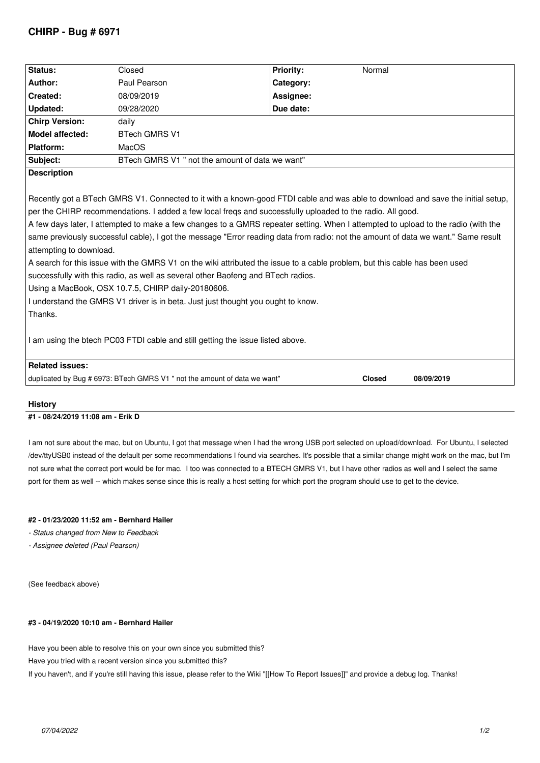# CHIRP - Bug # 6971

| Status: | Closed | Priority: | Normal |
|---|---|---|---|
| Author: | Paul Pearson | Category: | |
| Created: | 08/09/2019 | Assignee: | |
| Updated: | 09/28/2020 | Due date: | |
| Chirp Version: | daily | | |
| Model affected: | BTech GMRS V1 | | |
| Platform: | MacOS | | |
| Subject: | BTech GMRS V1 " not the amount of data we want" | | |

**Description**

Recently got a BTech GMRS V1. Connected to it with a known-good FTDI cable and was able to download and save the initial setup, per the CHIRP recommendations. I added a few local freqs and successfully uploaded to the radio. All good.

A few days later, I attempted to make a few changes to a GMRS repeater setting. When I attempted to upload to the radio (with the same previously successful cable), I got the message "Error reading data from radio: not the amount of data we want." Same result attempting to download.

A search for this issue with the GMRS V1 on the wiki attributed the issue to a cable problem, but this cable has been used successfully with this radio, as well as several other Baofeng and BTech radios.

Using a MacBook, OSX 10.7.5, CHIRP daily-20180606.

I understand the GMRS V1 driver is in beta. Just just thought you ought to know.

Thanks.

I am using the btech PC03 FTDI cable and still getting the issue listed above.

**Related issues:**

| | | |
|---|---|---|
| duplicated by Bug # 6973: BTech GMRS V1 " not the amount of data we want" | **Closed** | **08/09/2019** |

## History

### #1 - 08/24/2019 11:08 am - Erik D

I am not sure about the mac, but on Ubuntu, I got that message when I had the wrong USB port selected on upload/download. For Ubuntu, I selected /dev/ttyUSB0 instead of the default per some recommendations I found via searches. It's possible that a similar change might work on the mac, but I'm not sure what the correct port would be for mac. I too was connected to a BTECH GMRS V1, but I have other radios as well and I select the same port for them as well -- which makes sense since this is really a host setting for which port the program should use to get to the device.

### #2 - 01/23/2020 11:52 am - Bernhard Hailer

*- Status changed from New to Feedback*

*- Assignee deleted (Paul Pearson)*

(See feedback above)

### #3 - 04/19/2020 10:10 am - Bernhard Hailer

Have you been able to resolve this on your own since you submitted this?

Have you tried with a recent version since you submitted this?

If you haven't, and if you're still having this issue, please refer to the Wiki "[[How To Report Issues]]" and provide a debug log. Thanks!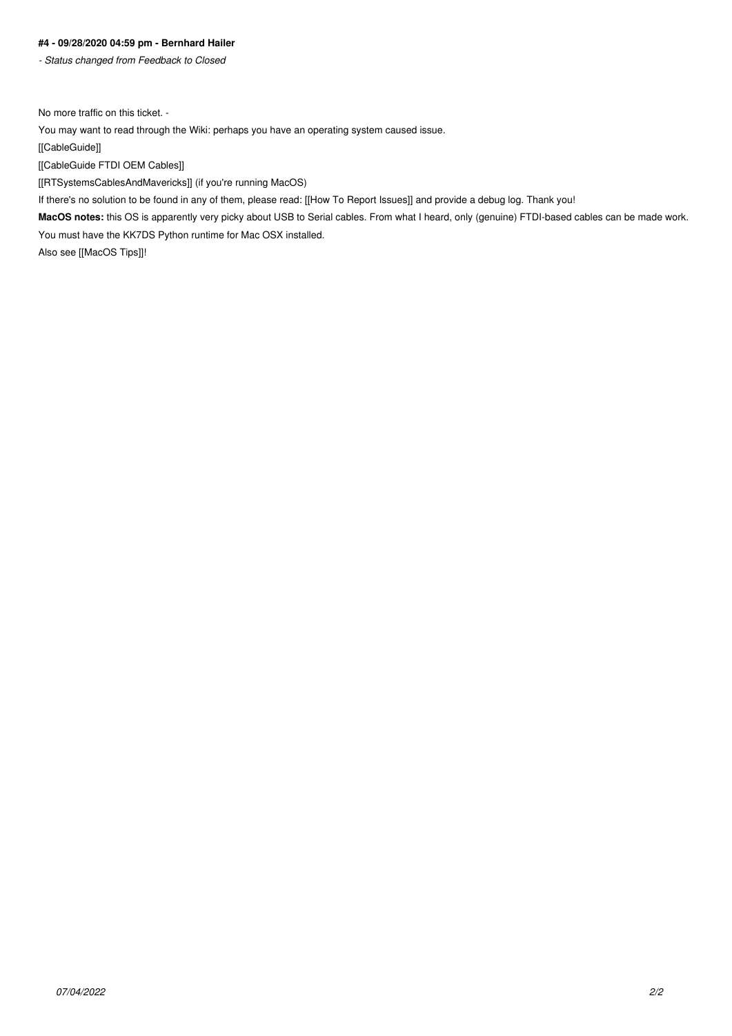**#4 - 09/28/2020 04:59 pm - Bernhard Hailer**

*- Status changed from Feedback to Closed*

No more traffic on this ticket. -

You may want to read through the Wiki: perhaps you have an operating system caused issue.

[[CableGuide]]

[[CableGuide FTDI OEM Cables]]

[[RTSystemsCablesAndMavericks]] (if you're running MacOS)

If there's no solution to be found in any of them, please read: [[How To Report Issues]] and provide a debug log. Thank you!

**MacOS notes:** this OS is apparently very picky about USB to Serial cables. From what I heard, only (genuine) FTDI-based cables can be made work.

You must have the KK7DS Python runtime for Mac OSX installed.

Also see [[MacOS Tips]]!